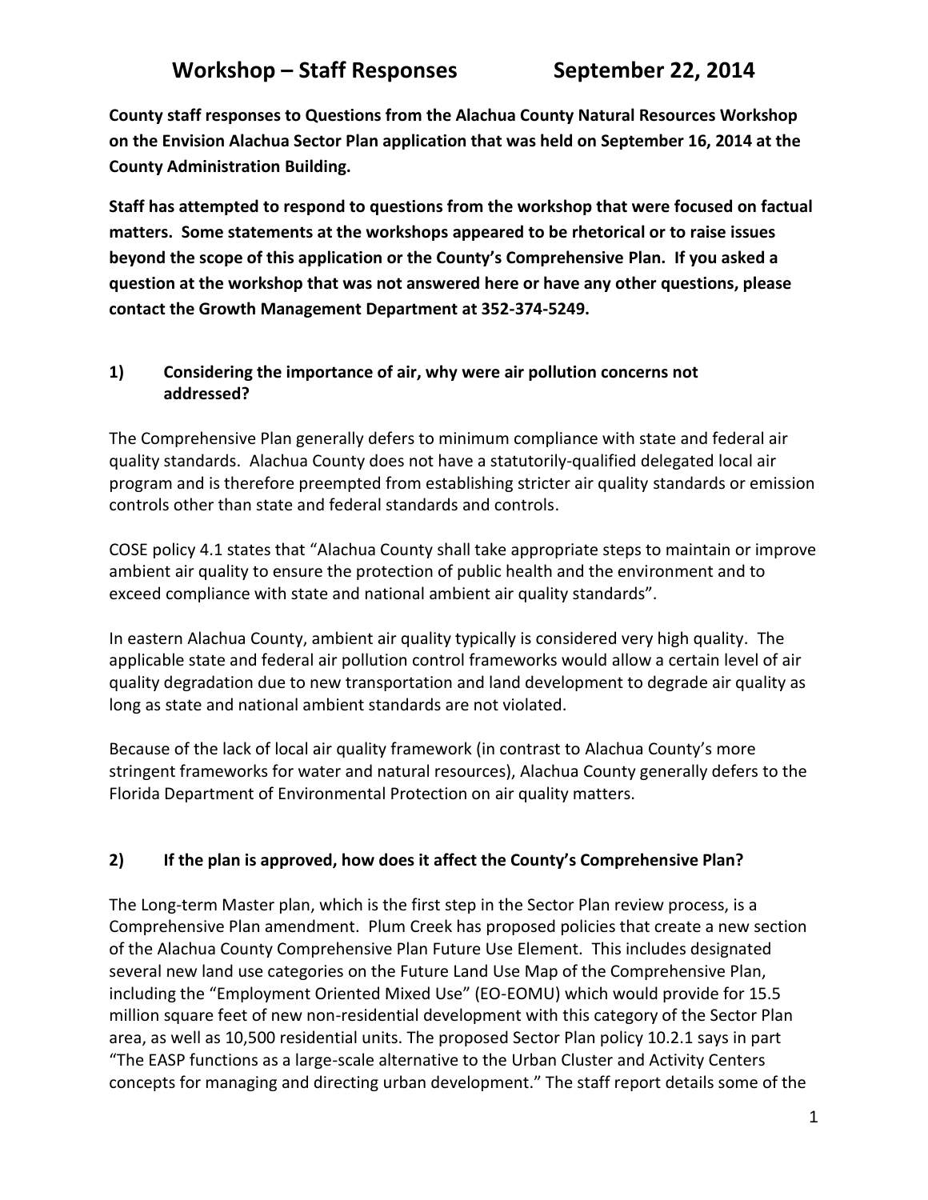# Workshop – Staff Responses September 22, 2014

**County staff responses to Questions from the Alachua County Natural Resources Workshop on the Envision Alachua Sector Plan application that was held on September 16, 2014 at the County Administration Building.**

**Staff has attempted to respond to questions from the workshop that were focused on factual matters. Some statements at the workshops appeared to be rhetorical or to raise issues beyond the scope of this application or the County's Comprehensive Plan. If you asked a question at the workshop that was not answered here or have any other questions, please contact the Growth Management Department at 352-374-5249.**

### 1) Considering the importance of air, why were air pollution concerns not addressed?

The Comprehensive Plan generally defers to minimum compliance with state and federal air quality standards. Alachua County does not have a statutorily-qualified delegated local air program and is therefore preempted from establishing stricter air quality standards or emission controls other than state and federal standards and controls.

COSE policy 4.1 states that "Alachua County shall take appropriate steps to maintain or improve ambient air quality to ensure the protection of public health and the environment and to exceed compliance with state and national ambient air quality standards".

In eastern Alachua County, ambient air quality typically is considered very high quality. The applicable state and federal air pollution control frameworks would allow a certain level of air quality degradation due to new transportation and land development to degrade air quality as long as state and national ambient standards are not violated.

Because of the lack of local air quality framework (in contrast to Alachua County's more stringent frameworks for water and natural resources), Alachua County generally defers to the Florida Department of Environmental Protection on air quality matters.

### 2) If the plan is approved, how does it affect the County's Comprehensive Plan?

The Long-term Master plan, which is the first step in the Sector Plan review process, is a Comprehensive Plan amendment. Plum Creek has proposed policies that create a new section of the Alachua County Comprehensive Plan Future Use Element. This includes designated several new land use categories on the Future Land Use Map of the Comprehensive Plan, including the "Employment Oriented Mixed Use" (EO-EOMU) which would provide for 15.5 million square feet of new non-residential development with this category of the Sector Plan area, as well as 10,500 residential units. The proposed Sector Plan policy 10.2.1 says in part "The EASP functions as a large-scale alternative to the Urban Cluster and Activity Centers concepts for managing and directing urban development." The staff report details some of the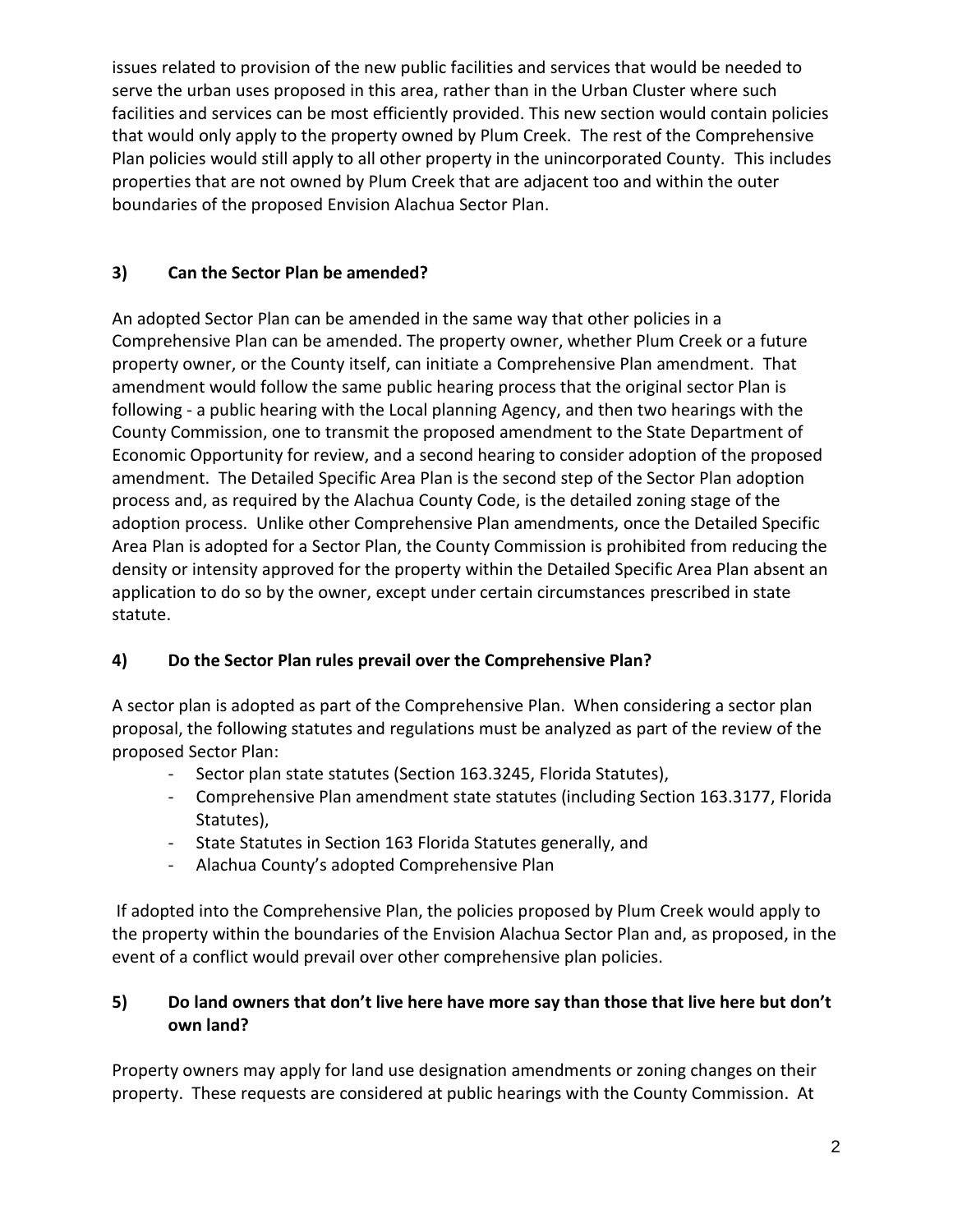issues related to provision of the new public facilities and services that would be needed to serve the urban uses proposed in this area, rather than in the Urban Cluster where such facilities and services can be most efficiently provided. This new section would contain policies that would only apply to the property owned by Plum Creek. The rest of the Comprehensive Plan policies would still apply to all other property in the unincorporated County. This includes properties that are not owned by Plum Creek that are adjacent too and within the outer boundaries of the proposed Envision Alachua Sector Plan.

### 3) Can the Sector Plan be amended?

An adopted Sector Plan can be amended in the same way that other policies in a Comprehensive Plan can be amended. The property owner, whether Plum Creek or a future property owner, or the County itself, can initiate a Comprehensive Plan amendment. That amendment would follow the same public hearing process that the original sector Plan is following - a public hearing with the Local planning Agency, and then two hearings with the County Commission, one to transmit the proposed amendment to the State Department of Economic Opportunity for review, and a second hearing to consider adoption of the proposed amendment. The Detailed Specific Area Plan is the second step of the Sector Plan adoption process and, as required by the Alachua County Code, is the detailed zoning stage of the adoption process. Unlike other Comprehensive Plan amendments, once the Detailed Specific Area Plan is adopted for a Sector Plan, the County Commission is prohibited from reducing the density or intensity approved for the property within the Detailed Specific Area Plan absent an application to do so by the owner, except under certain circumstances prescribed in state statute.

### 4) Do the Sector Plan rules prevail over the Comprehensive Plan?

A sector plan is adopted as part of the Comprehensive Plan. When considering a sector plan proposal, the following statutes and regulations must be analyzed as part of the review of the proposed Sector Plan:

- Sector plan state statutes (Section 163.3245, Florida Statutes),
- Comprehensive Plan amendment state statutes (including Section 163.3177, Florida Statutes),
- State Statutes in Section 163 Florida Statutes generally, and
- Alachua County's adopted Comprehensive Plan

If adopted into the Comprehensive Plan, the policies proposed by Plum Creek would apply to the property within the boundaries of the Envision Alachua Sector Plan and, as proposed, in the event of a conflict would prevail over other comprehensive plan policies.

### 5) Do land owners that don't live here have more say than those that live here but don't own land?

Property owners may apply for land use designation amendments or zoning changes on their property. These requests are considered at public hearings with the County Commission. At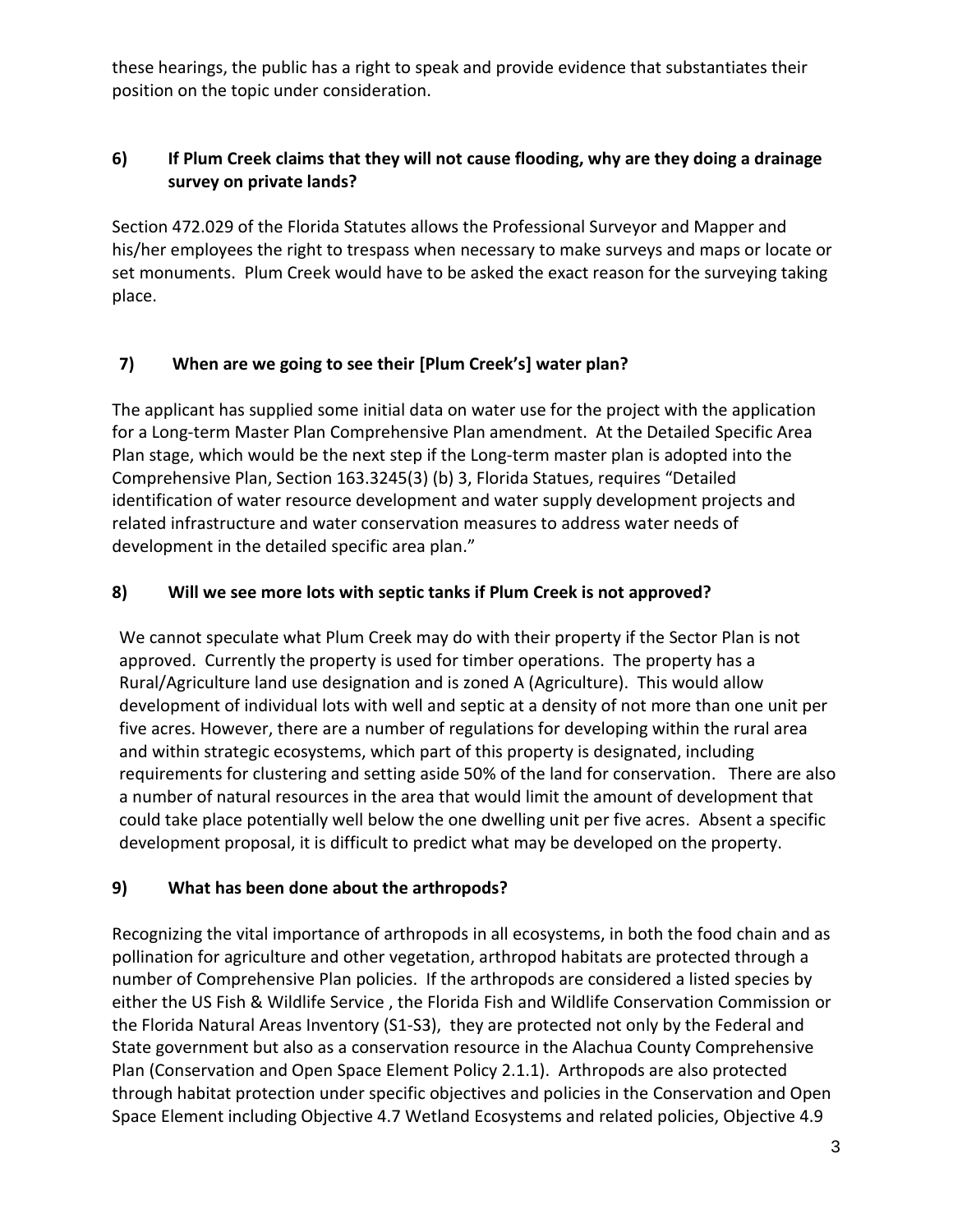these hearings, the public has a right to speak and provide evidence that substantiates their position on the topic under consideration.

### 6) If Plum Creek claims that they will not cause flooding, why are they doing a drainage survey on private lands?

Section 472.029 of the Florida Statutes allows the Professional Surveyor and Mapper and his/her employees the right to trespass when necessary to make surveys and maps or locate or set monuments. Plum Creek would have to be asked the exact reason for the surveying taking place.

### 7) When are we going to see their [Plum Creek's] water plan?

The applicant has supplied some initial data on water use for the project with the application for a Long-term Master Plan Comprehensive Plan amendment. At the Detailed Specific Area Plan stage, which would be the next step if the Long-term master plan is adopted into the Comprehensive Plan, Section 163.3245(3) (b) 3, Florida Statues, requires "Detailed identification of water resource development and water supply development projects and related infrastructure and water conservation measures to address water needs of development in the detailed specific area plan."

### 8) Will we see more lots with septic tanks if Plum Creek is not approved?

We cannot speculate what Plum Creek may do with their property if the Sector Plan is not approved. Currently the property is used for timber operations. The property has a Rural/Agriculture land use designation and is zoned A (Agriculture). This would allow development of individual lots with well and septic at a density of not more than one unit per five acres. However, there are a number of regulations for developing within the rural area and within strategic ecosystems, which part of this property is designated, including requirements for clustering and setting aside 50% of the land for conservation. There are also a number of natural resources in the area that would limit the amount of development that could take place potentially well below the one dwelling unit per five acres. Absent a specific development proposal, it is difficult to predict what may be developed on the property.

### 9) What has been done about the arthropods?

Recognizing the vital importance of arthropods in all ecosystems, in both the food chain and as pollination for agriculture and other vegetation, arthropod habitats are protected through a number of Comprehensive Plan policies. If the arthropods are considered a listed species by either the US Fish & Wildlife Service , the Florida Fish and Wildlife Conservation Commission or the Florida Natural Areas Inventory (S1-S3), they are protected not only by the Federal and State government but also as a conservation resource in the Alachua County Comprehensive Plan (Conservation and Open Space Element Policy 2.1.1). Arthropods are also protected through habitat protection under specific objectives and policies in the Conservation and Open Space Element including Objective 4.7 Wetland Ecosystems and related policies, Objective 4.9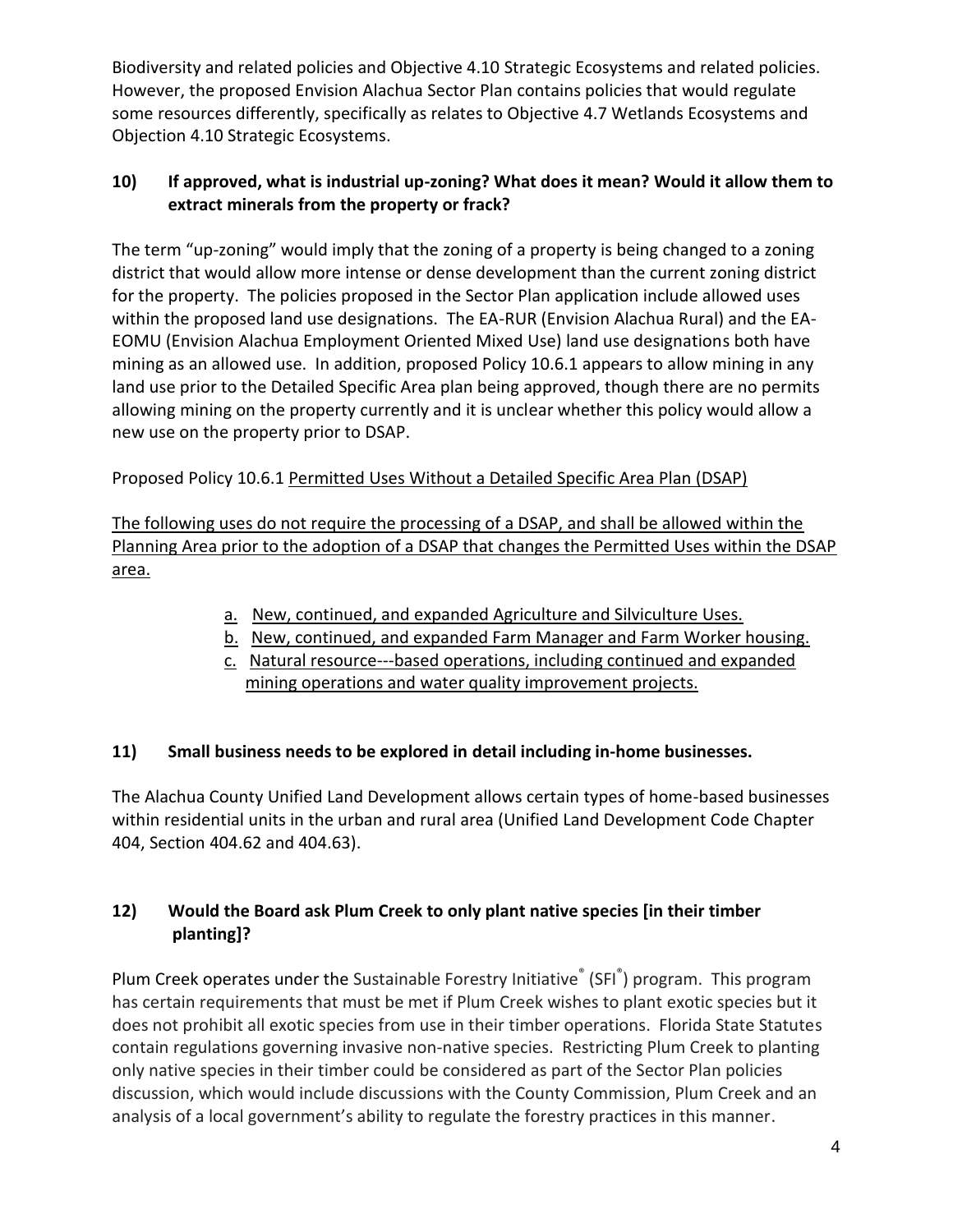Biodiversity and related policies and Objective 4.10 Strategic Ecosystems and related policies. However, the proposed Envision Alachua Sector Plan contains policies that would regulate some resources differently, specifically as relates to Objective 4.7 Wetlands Ecosystems and Objection 4.10 Strategic Ecosystems.

### 10) If approved, what is industrial up-zoning? What does it mean? Would it allow them to extract minerals from the property or frack?

The term "up-zoning" would imply that the zoning of a property is being changed to a zoning district that would allow more intense or dense development than the current zoning district for the property. The policies proposed in the Sector Plan application include allowed uses within the proposed land use designations. The EA-RUR (Envision Alachua Rural) and the EA-EOMU (Envision Alachua Employment Oriented Mixed Use) land use designations both have mining as an allowed use. In addition, proposed Policy 10.6.1 appears to allow mining in any land use prior to the Detailed Specific Area plan being approved, though there are no permits allowing mining on the property currently and it is unclear whether this policy would allow a new use on the property prior to DSAP.

Proposed Policy 10.6.1 <u>Permitted Uses Without a Detailed Specific Area Plan (DSAP)</u>

<u>The following uses do not require the processing of a DSAP, and shall be allowed within the Planning Area prior to the adoption of a DSAP that changes the Permitted Uses within the DSAP area.</u>

- <u>a. New, continued, and expanded Agriculture and Silviculture Uses.</u>
- <u>b. New, continued, and expanded Farm Manager and Farm Worker housing.</u>
- <u>c. Natural resource---based operations, including continued and expanded mining operations and water quality improvement projects.</u>

### 11) Small business needs to be explored in detail including in-home businesses.

The Alachua County Unified Land Development allows certain types of home-based businesses within residential units in the urban and rural area (Unified Land Development Code Chapter 404, Section 404.62 and 404.63).

### 12) Would the Board ask Plum Creek to only plant native species [in their timber planting]?

Plum Creek operates under the Sustainable Forestry Initiative® (SFI®) program. This program has certain requirements that must be met if Plum Creek wishes to plant exotic species but it does not prohibit all exotic species from use in their timber operations. Florida State Statutes contain regulations governing invasive non-native species. Restricting Plum Creek to planting only native species in their timber could be considered as part of the Sector Plan policies discussion, which would include discussions with the County Commission, Plum Creek and an analysis of a local government's ability to regulate the forestry practices in this manner.